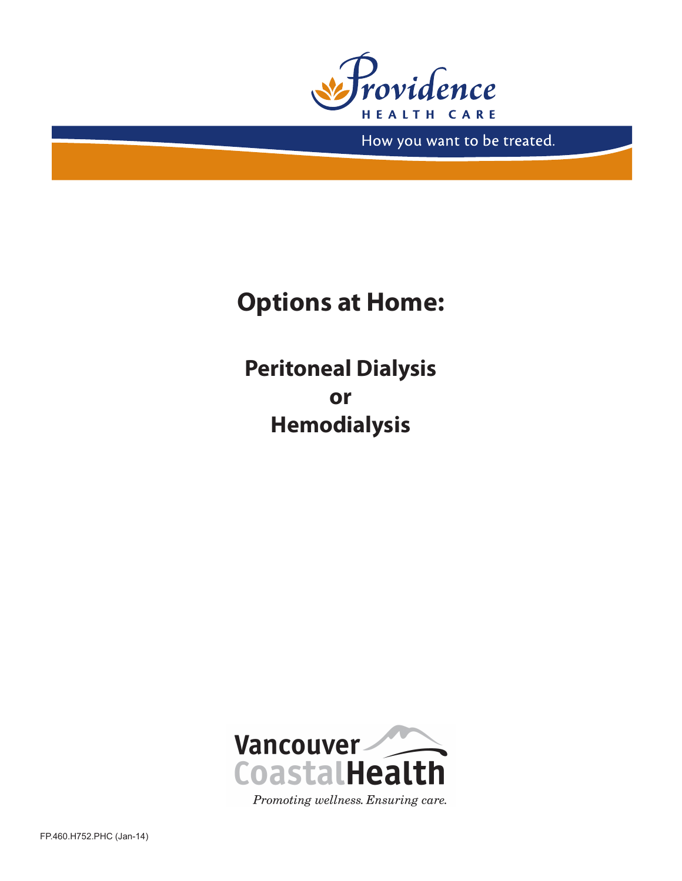Providence HEALTH CARE

How you want to be treated.

# Options at Home:

## Peritoneal Dialysis or Hemodialysis

Vancouver CoastalHealth

*Promoting wellness. Ensuring care.*

FP.460.H752.PHC (Jan-14)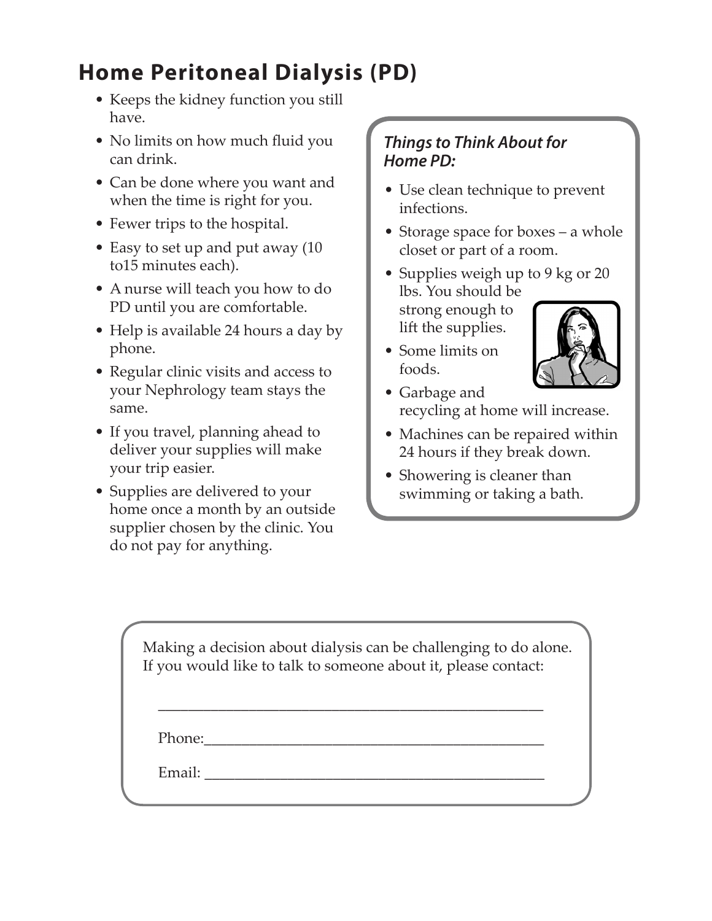## Home Peritoneal Dialysis (PD)

- Keeps the kidney function you still have.
- No limits on how much fluid you can drink.
- Can be done where you want and when the time is right for you.
- Fewer trips to the hospital.
- Easy to set up and put away (10 to15 minutes each).
- A nurse will teach you how to do PD until you are comfortable.
- Help is available 24 hours a day by phone.
- Regular clinic visits and access to your Nephrology team stays the same.
- If you travel, planning ahead to deliver your supplies will make your trip easier.
- Supplies are delivered to your home once a month by an outside supplier chosen by the clinic. You do not pay for anything.

***Things to Think About for Home PD:***

- Use clean technique to prevent infections.
- Storage space for boxes – a whole closet or part of a room.
- Supplies weigh up to 9 kg or 20 lbs. You should be strong enough to lift the supplies.
- Some limits on foods.
- Garbage and recycling at home will increase.
- Machines can be repaired within 24 hours if they break down.
- Showering is cleaner than swimming or taking a bath.

Making a decision about dialysis can be challenging to do alone. If you would like to talk to someone about it, please contact:

_______________________________________________

Phone:_________________________________________

Email: _________________________________________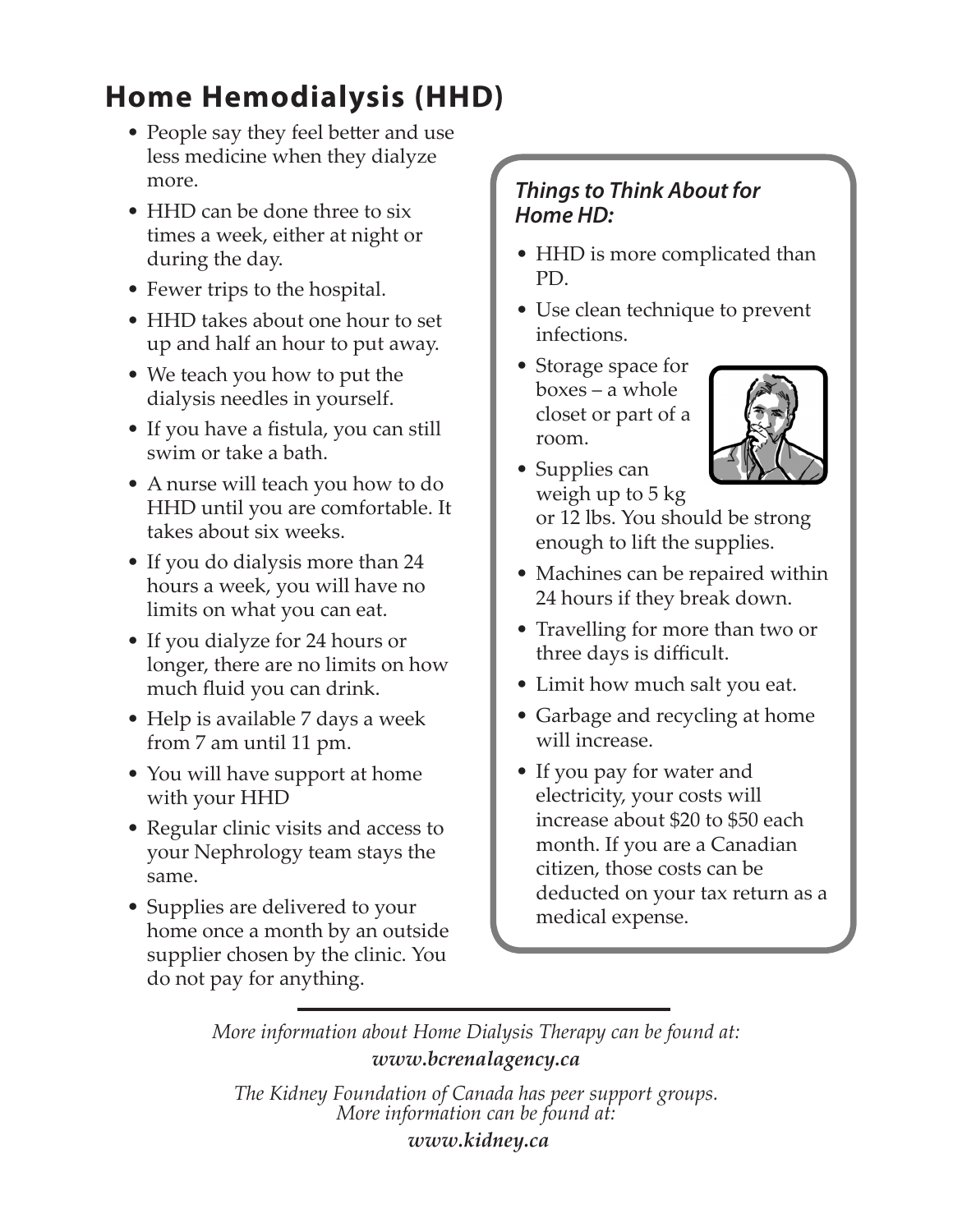# Home Hemodialysis (HHD)

- People say they feel better and use less medicine when they dialyze more.
- HHD can be done three to six times a week, either at night or during the day.
- Fewer trips to the hospital.
- HHD takes about one hour to set up and half an hour to put away.
- We teach you how to put the dialysis needles in yourself.
- If you have a fistula, you can still swim or take a bath.
- A nurse will teach you how to do HHD until you are comfortable. It takes about six weeks.
- If you do dialysis more than 24 hours a week, you will have no limits on what you can eat.
- If you dialyze for 24 hours or longer, there are no limits on how much fluid you can drink.
- Help is available 7 days a week from 7 am until 11 pm.
- You will have support at home with your HHD
- Regular clinic visits and access to your Nephrology team stays the same.
- Supplies are delivered to your home once a month by an outside supplier chosen by the clinic. You do not pay for anything.

### *Things to Think About for Home HD:*

- HHD is more complicated than PD.
- Use clean technique to prevent infections.
- Storage space for boxes – a whole closet or part of a room.
- Supplies can weigh up to 5 kg or 12 lbs. You should be strong enough to lift the supplies.
- Machines can be repaired within 24 hours if they break down.
- Travelling for more than two or three days is difficult.
- Limit how much salt you eat.
- Garbage and recycling at home will increase.
- If you pay for water and electricity, your costs will increase about $20 to $50 each month. If you are a Canadian citizen, those costs can be deducted on your tax return as a medical expense.

---

*More information about Home Dialysis Therapy can be found at:*
***www.bcrenalagency.ca***

*The Kidney Foundation of Canada has peer support groups. More information can be found at:*
***www.kidney.ca***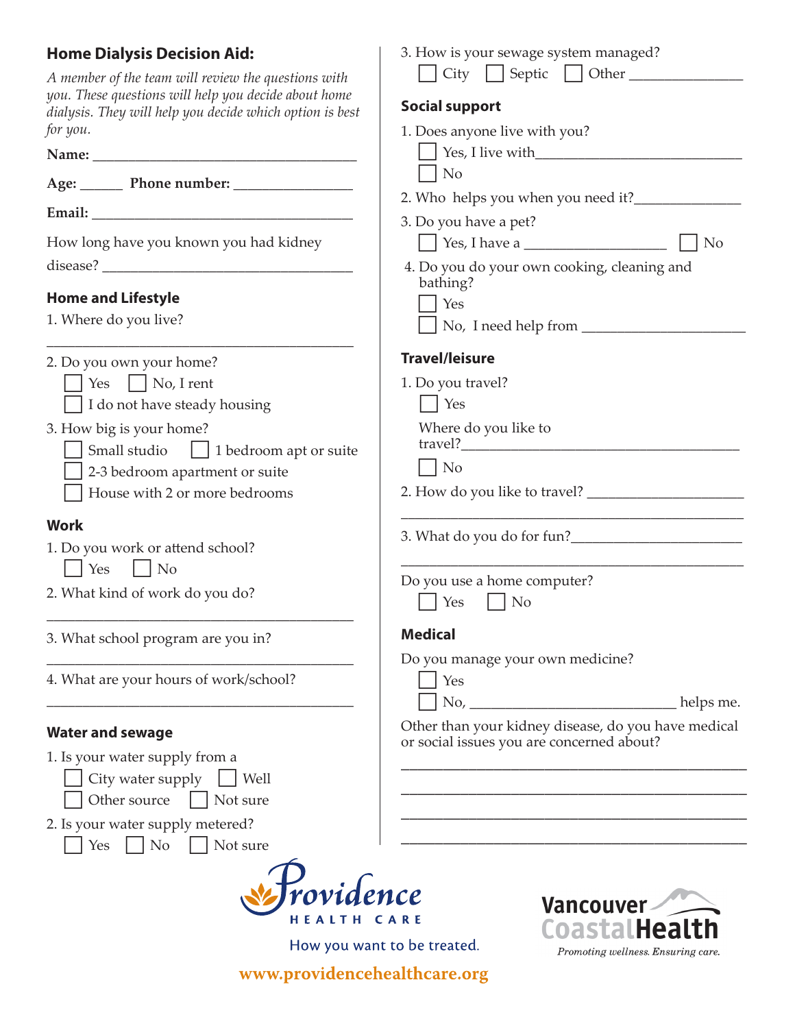## Home Dialysis Decision Aid:

*A member of the team will review the questions with you. These questions will help you decide about home dialysis. They will help you decide which option is best for you.*

**Name:** ___________________________________

**Age:** ______ **Phone number:** ________________

**Email:** ___________________________________

How long have you known you had kidney disease? ________________________________

### Home and Lifestyle

1. Where do you live?

___________________________________________

2. Do you own your home?
   - ☐ Yes ☐ No, I rent
   - ☐ I do not have steady housing
3. How big is your home?
   - ☐ Small studio ☐ 1 bedroom apt or suite
   - ☐ 2-3 bedroom apartment or suite
   - ☐ House with 2 or more bedrooms

### Work

1. Do you work or attend school?
   - ☐ Yes ☐ No
2. What kind of work do you do?

___________________________________________

3. What school program are you in?

___________________________________________

4. What are your hours of work/school?

___________________________________________

### Water and sewage

1. Is your water supply from a
   - ☐ City water supply ☐ Well
   - ☐ Other source ☐ Not sure
2. Is your water supply metered?
   - ☐ Yes ☐ No ☐ Not sure
3. How is your sewage system managed?
   - ☐ City ☐ Septic ☐ Other _______________

### Social support

1. Does anyone live with you?
   - ☐ Yes, I live with_____________________________
   - ☐ No
2. Who helps you when you need it?______________
3. Do you have a pet?
   - ☐ Yes, I have a __________________ ☐ No
4. Do you do your own cooking, cleaning and bathing?
   - ☐ Yes
   - ☐ No, I need help from _____________________

### Travel/leisure

1. Do you travel?
   - ☐ Yes

     Where do you like to travel?_____________________________________
   - ☐ No
2. How do you like to travel? ____________________

___________________________________________

3. What do you do for fun?______________________

___________________________________________

Do you use a home computer?
- ☐ Yes ☐ No

### Medical

Do you manage your own medicine?
- ☐ Yes
- ☐ No, ___________________________ helps me.

Other than your kidney disease, do you have medical or social issues you are concerned about?

___________________________________________

___________________________________________

___________________________________________

___________________________________________

Providence HEALTH CARE

How you want to be treated.

www.providencehealthcare.org

Vancouver CoastalHealth

*Promoting wellness. Ensuring care.*